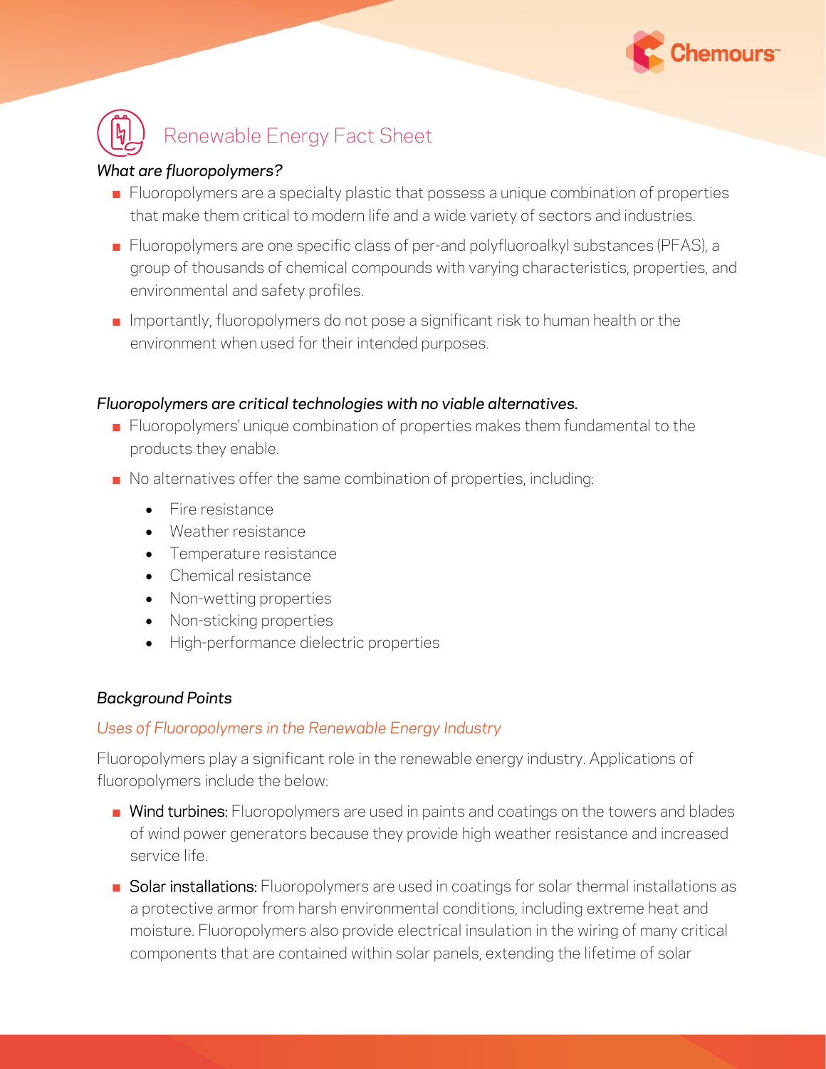# Renewable Energy Fact Sheet

*What are fluoropolymers?*

- Fluoropolymers are a specialty plastic that possess a unique combination of properties that make them critical to modern life and a wide variety of sectors and industries.
- Fluoropolymers are one specific class of per-and polyfluoroalkyl substances (PFAS), a group of thousands of chemical compounds with varying characteristics, properties, and environmental and safety profiles.
- Importantly, fluoropolymers do not pose a significant risk to human health or the environment when used for their intended purposes.

*Fluoropolymers are critical technologies with no viable alternatives.*

- Fluoropolymers' unique combination of properties makes them fundamental to the products they enable.
- No alternatives offer the same combination of properties, including:
  - Fire resistance
  - Weather resistance
  - Temperature resistance
  - Chemical resistance
  - Non-wetting properties
  - Non-sticking properties
  - High-performance dielectric properties

*Background Points*

*Uses of Fluoropolymers in the Renewable Energy Industry*

Fluoropolymers play a significant role in the renewable energy industry. Applications of fluoropolymers include the below:

- Wind turbines: Fluoropolymers are used in paints and coatings on the towers and blades of wind power generators because they provide high weather resistance and increased service life.
- Solar installations: Fluoropolymers are used in coatings for solar thermal installations as a protective armor from harsh environmental conditions, including extreme heat and moisture. Fluoropolymers also provide electrical insulation in the wiring of many critical components that are contained within solar panels, extending the lifetime of solar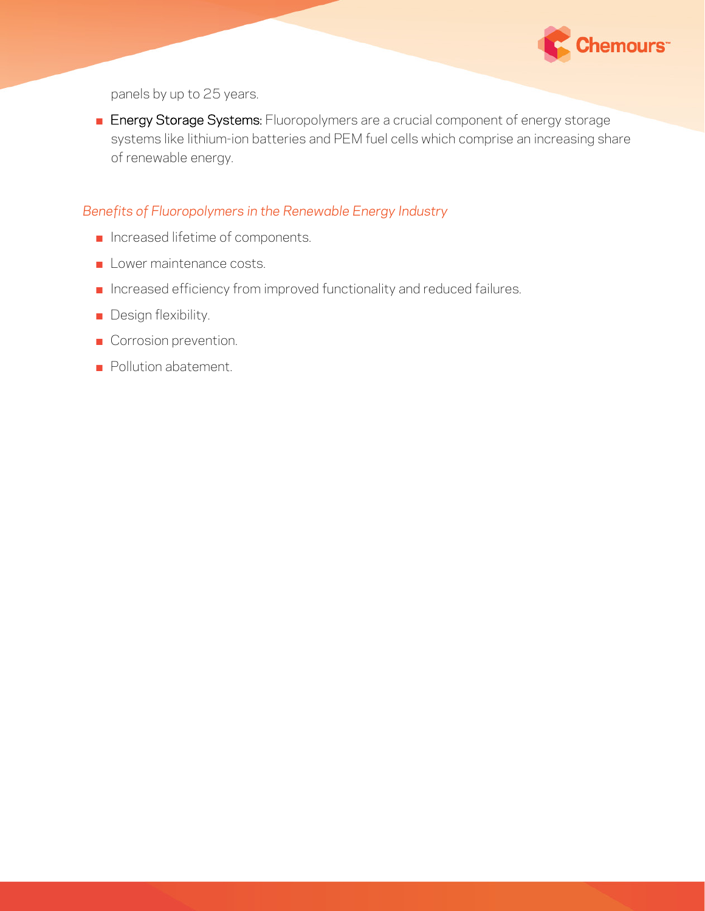panels by up to 25 years.

- **Energy Storage Systems:** Fluoropolymers are a crucial component of energy storage systems like lithium-ion batteries and PEM fuel cells which comprise an increasing share of renewable energy.

### *Benefits of Fluoropolymers in the Renewable Energy Industry*

- Increased lifetime of components.
- Lower maintenance costs.
- Increased efficiency from improved functionality and reduced failures.
- Design flexibility.
- Corrosion prevention.
- Pollution abatement.